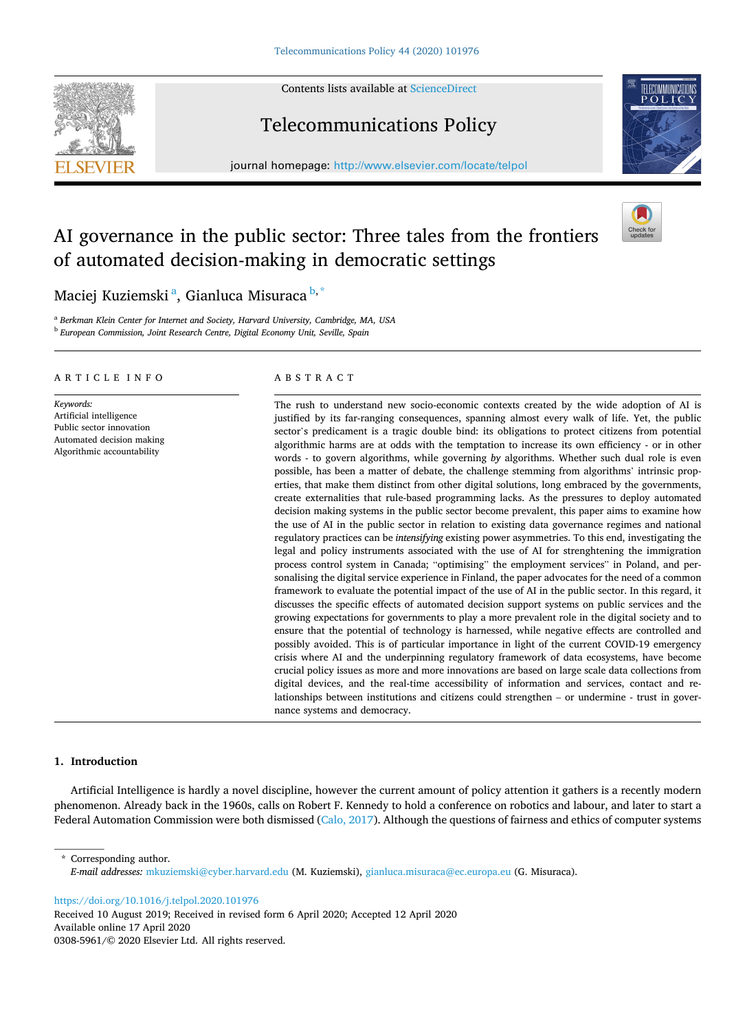# AI governance in the public sector: Three tales from the frontiers of automated decision-making in democratic settings

Maciej Kuziemski [a], Gianluca Misuraca [b,*]

[a] Berkman Klein Center for Internet and Society, Harvard University, Cambridge, MA, USA

[b] European Commission, Joint Research Centre, Digital Economy Unit, Seville, Spain

## ARTICLE INFO

*Keywords:*
Artificial intelligence
Public sector innovation
Automated decision making
Algorithmic accountability

## ABSTRACT

The rush to understand new socio-economic contexts created by the wide adoption of AI is justified by its far-ranging consequences, spanning almost every walk of life. Yet, the public sector's predicament is a tragic double bind: its obligations to protect citizens from potential algorithmic harms are at odds with the temptation to increase its own efficiency - or in other words - to govern algorithms, while governing *by* algorithms. Whether such dual role is even possible, has been a matter of debate, the challenge stemming from algorithms' intrinsic properties, that make them distinct from other digital solutions, long embraced by the governments, create externalities that rule-based programming lacks. As the pressures to deploy automated decision making systems in the public sector become prevalent, this paper aims to examine how the use of AI in the public sector in relation to existing data governance regimes and national regulatory practices can be *intensifying* existing power asymmetries. To this end, investigating the legal and policy instruments associated with the use of AI for strenghtening the immigration process control system in Canada; "optimising" the employment services" in Poland, and personalising the digital service experience in Finland, the paper advocates for the need of a common framework to evaluate the potential impact of the use of AI in the public sector. In this regard, it discusses the specific effects of automated decision support systems on public services and the growing expectations for governments to play a more prevalent role in the digital society and to ensure that the potential of technology is harnessed, while negative effects are controlled and possibly avoided. This is of particular importance in light of the current COVID-19 emergency crisis where AI and the underpinning regulatory framework of data ecosystems, have become crucial policy issues as more and more innovations are based on large scale data collections from digital devices, and the real-time accessibility of information and services, contact and relationships between institutions and citizens could strengthen – or undermine - trust in governance systems and democracy.

## 1. Introduction

Artificial Intelligence is hardly a novel discipline, however the current amount of policy attention it gathers is a recently modern phenomenon. Already back in the 1960s, calls on Robert F. Kennedy to hold a conference on robotics and labour, and later to start a Federal Automation Commission were both dismissed (Calo, 2017). Although the questions of fairness and ethics of computer systems

---

* Corresponding author.
*E-mail addresses:* mkuziemski@cyber.harvard.edu (M. Kuziemski), gianluca.misuraca@ec.europa.eu (G. Misuraca).

https://doi.org/10.1016/j.telpol.2020.101976
Received 10 August 2019; Received in revised form 6 April 2020; Accepted 12 April 2020
Available online 17 April 2020
0308-5961/© 2020 Elsevier Ltd. All rights reserved.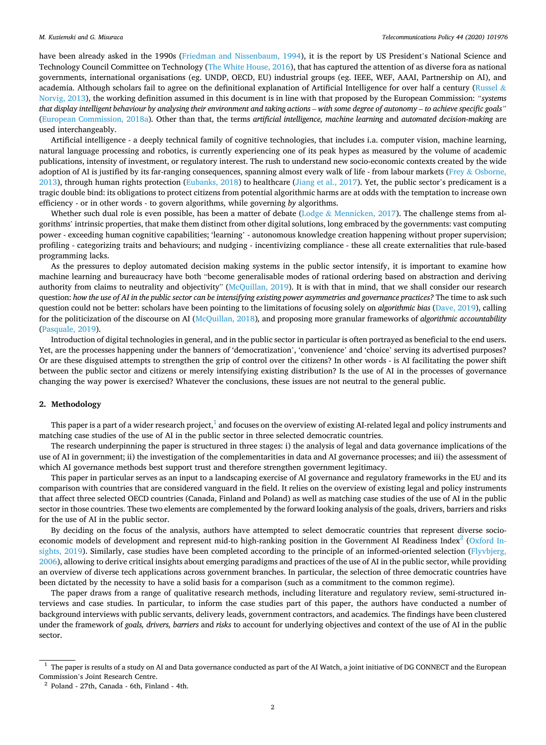have been already asked in the 1990s (Friedman and Nissenbaum, 1994), it is the report by US President's National Science and Technology Council Committee on Technology (The White House, 2016), that has captured the attention of as diverse fora as national governments, international organisations (eg. UNDP, OECD, EU) industrial groups (eg. IEEE, WEF, AAAI, Partnership on AI), and academia. Although scholars fail to agree on the definitional explanation of Artificial Intelligence for over half a century (Russel & Norvig, 2013), the working definition assumed in this document is in line with that proposed by the European Commission: *"systems that display intelligent behaviour by analysing their environment and taking actions – with some degree of autonomy – to achieve specific goals"* (European Commission, 2018a). Other than that, the terms *artificial intelligence, machine learning* and *automated decision-making* are used interchangeably.

Artificial intelligence - a deeply technical family of cognitive technologies, that includes i.a. computer vision, machine learning, natural language processing and robotics, is currently experiencing one of its peak hypes as measured by the volume of academic publications, intensity of investment, or regulatory interest. The rush to understand new socio-economic contexts created by the wide adoption of AI is justified by its far-ranging consequences, spanning almost every walk of life - from labour markets (Frey & Osborne, 2013), through human rights protection (Eubanks, 2018) to healthcare (Jiang et al., 2017). Yet, the public sector's predicament is a tragic double bind: its obligations to protect citizens from potential algorithmic harms are at odds with the temptation to increase own efficiency - or in other words - to govern algorithms, while governing *by* algorithms.

Whether such dual role is even possible, has been a matter of debate (Lodge & Mennicken, 2017). The challenge stems from algorithms' intrinsic properties, that make them distinct from other digital solutions, long embraced by the governments: vast computing power - exceeding human cognitive capabilities; 'learning' - autonomous knowledge creation happening without proper supervision; profiling - categorizing traits and behaviours; and nudging - incentivizing compliance - these all create externalities that rule-based programming lacks.

As the pressures to deploy automated decision making systems in the public sector intensify, it is important to examine how machine learning and bureaucracy have both "become generalisable modes of rational ordering based on abstraction and deriving authority from claims to neutrality and objectivity" (McQuillan, 2019). It is with that in mind, that we shall consider our research question: *how the use of AI in the public sector can be intensifying existing power asymmetries and governance practices?* The time to ask such question could not be better: scholars have been pointing to the limitations of focusing solely on *algorithmic bias* (Dave, 2019), calling for the politicization of the discourse on AI (McQuillan, 2018)*,* and proposing more granular frameworks of *algorithmic accountability* (Pasquale, 2019).

Introduction of digital technologies in general, and in the public sector in particular is often portrayed as beneficial to the end users. Yet, are the processes happening under the banners of 'democratization', 'convenience' and 'choice' serving its advertised purposes? Or are these disguised attempts to strengthen the grip of control over the citizens? In other words - is AI facilitating the power shift between the public sector and citizens or merely intensifying existing distribution? Is the use of AI in the processes of governance changing the way power is exercised? Whatever the conclusions, these issues are not neutral to the general public.

## 2. Methodology

This paper is a part of a wider research project,[1] and focuses on the overview of existing AI-related legal and policy instruments and matching case studies of the use of AI in the public sector in three selected democratic countries.

The research underpinning the paper is structured in three stages: i) the analysis of legal and data governance implications of the use of AI in government; ii) the investigation of the complementarities in data and AI governance processes; and iii) the assessment of which AI governance methods best support trust and therefore strengthen government legitimacy.

This paper in particular serves as an input to a landscaping exercise of AI governance and regulatory frameworks in the EU and its comparison with countries that are considered vanguard in the field. It relies on the overview of existing legal and policy instruments that affect three selected OECD countries (Canada, Finland and Poland) as well as matching case studies of the use of AI in the public sector in those countries. These two elements are complemented by the forward looking analysis of the goals, drivers, barriers and risks for the use of AI in the public sector.

By deciding on the focus of the analysis, authors have attempted to select democratic countries that represent diverse socio-economic models of development and represent mid-to high-ranking position in the Government AI Readiness Index[2] (Oxford Insights, 2019). Similarly, case studies have been completed according to the principle of an informed-oriented selection (Flyvbjerg, 2006), allowing to derive critical insights about emerging paradigms and practices of the use of AI in the public sector, while providing an overview of diverse tech applications across government branches. In particular, the selection of three democratic countries have been dictated by the necessity to have a solid basis for a comparison (such as a commitment to the common regime).

The paper draws from a range of qualitative research methods, including literature and regulatory review, semi-structured interviews and case studies. In particular, to inform the case studies part of this paper, the authors have conducted a number of background interviews with public servants, delivery leads, government contractors, and academics. The findings have been clustered under the framework of *goals, drivers, barriers* and *risks* to account for underlying objectives and context of the use of AI in the public sector.

---

[1] The paper is results of a study on AI and Data governance conducted as part of the AI Watch, a joint initiative of DG CONNECT and the European Commission's Joint Research Centre.

[2] Poland - 27th, Canada - 6th, Finland - 4th.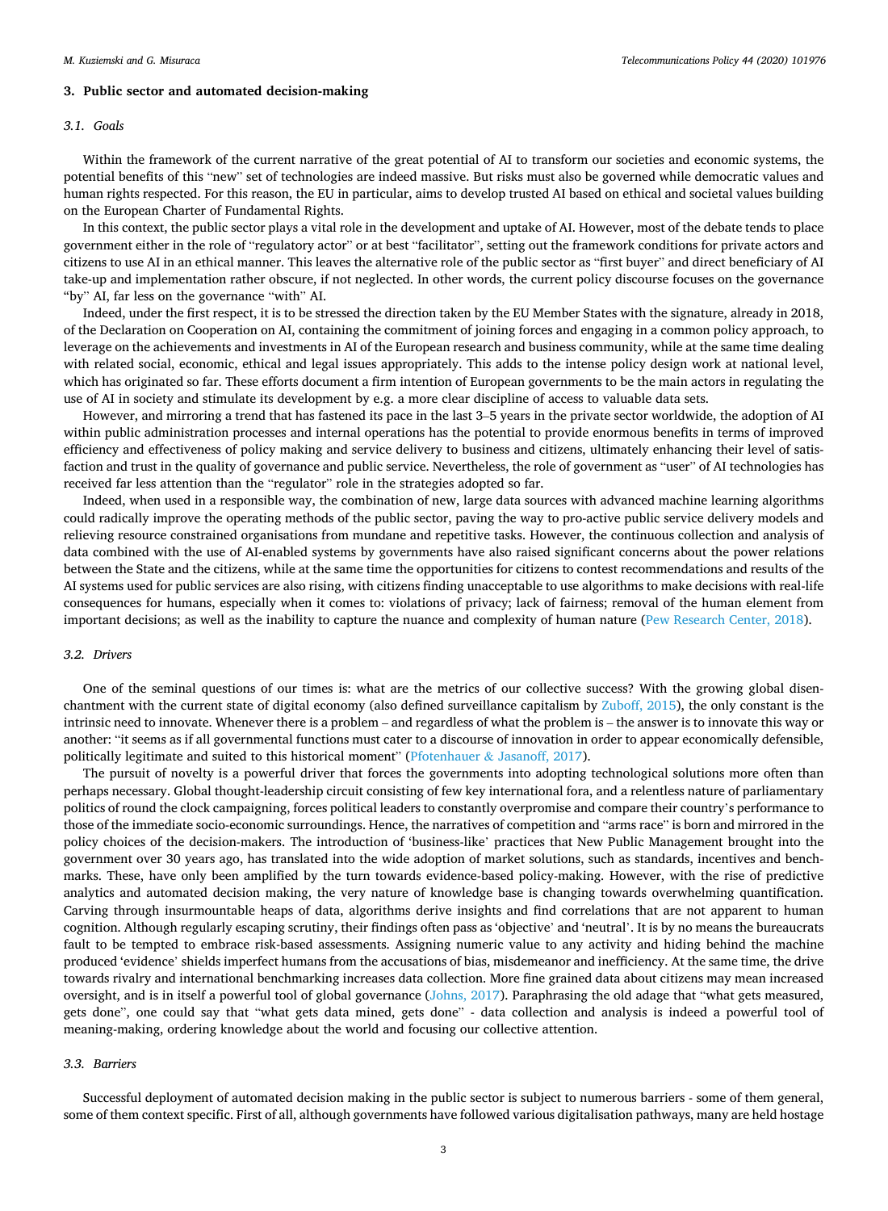## 3. Public sector and automated decision-making

### 3.1. Goals

Within the framework of the current narrative of the great potential of AI to transform our societies and economic systems, the potential benefits of this "new" set of technologies are indeed massive. But risks must also be governed while democratic values and human rights respected. For this reason, the EU in particular, aims to develop trusted AI based on ethical and societal values building on the European Charter of Fundamental Rights.

In this context, the public sector plays a vital role in the development and uptake of AI. However, most of the debate tends to place government either in the role of "regulatory actor" or at best "facilitator", setting out the framework conditions for private actors and citizens to use AI in an ethical manner. This leaves the alternative role of the public sector as "first buyer" and direct beneficiary of AI take-up and implementation rather obscure, if not neglected. In other words, the current policy discourse focuses on the governance "by" AI, far less on the governance "with" AI.

Indeed, under the first respect, it is to be stressed the direction taken by the EU Member States with the signature, already in 2018, of the Declaration on Cooperation on AI, containing the commitment of joining forces and engaging in a common policy approach, to leverage on the achievements and investments in AI of the European research and business community, while at the same time dealing with related social, economic, ethical and legal issues appropriately. This adds to the intense policy design work at national level, which has originated so far. These efforts document a firm intention of European governments to be the main actors in regulating the use of AI in society and stimulate its development by e.g. a more clear discipline of access to valuable data sets.

However, and mirroring a trend that has fastened its pace in the last 3–5 years in the private sector worldwide, the adoption of AI within public administration processes and internal operations has the potential to provide enormous benefits in terms of improved efficiency and effectiveness of policy making and service delivery to business and citizens, ultimately enhancing their level of satisfaction and trust in the quality of governance and public service. Nevertheless, the role of government as "user" of AI technologies has received far less attention than the "regulator" role in the strategies adopted so far.

Indeed, when used in a responsible way, the combination of new, large data sources with advanced machine learning algorithms could radically improve the operating methods of the public sector, paving the way to pro-active public service delivery models and relieving resource constrained organisations from mundane and repetitive tasks. However, the continuous collection and analysis of data combined with the use of AI-enabled systems by governments have also raised significant concerns about the power relations between the State and the citizens, while at the same time the opportunities for citizens to contest recommendations and results of the AI systems used for public services are also rising, with citizens finding unacceptable to use algorithms to make decisions with real-life consequences for humans, especially when it comes to: violations of privacy; lack of fairness; removal of the human element from important decisions; as well as the inability to capture the nuance and complexity of human nature (Pew Research Center, 2018).

### 3.2. Drivers

One of the seminal questions of our times is: what are the metrics of our collective success? With the growing global disenchantment with the current state of digital economy (also defined surveillance capitalism by Zuboff, 2015), the only constant is the intrinsic need to innovate. Whenever there is a problem – and regardless of what the problem is – the answer is to innovate this way or another: "it seems as if all governmental functions must cater to a discourse of innovation in order to appear economically defensible, politically legitimate and suited to this historical moment" (Pfotenhauer & Jasanoff, 2017).

The pursuit of novelty is a powerful driver that forces the governments into adopting technological solutions more often than perhaps necessary. Global thought-leadership circuit consisting of few key international fora, and a relentless nature of parliamentary politics of round the clock campaigning, forces political leaders to constantly overpromise and compare their country's performance to those of the immediate socio-economic surroundings. Hence, the narratives of competition and "arms race" is born and mirrored in the policy choices of the decision-makers. The introduction of 'business-like' practices that New Public Management brought into the government over 30 years ago, has translated into the wide adoption of market solutions, such as standards, incentives and benchmarks. These, have only been amplified by the turn towards evidence-based policy-making. However, with the rise of predictive analytics and automated decision making, the very nature of knowledge base is changing towards overwhelming quantification. Carving through insurmountable heaps of data, algorithms derive insights and find correlations that are not apparent to human cognition. Although regularly escaping scrutiny, their findings often pass as 'objective' and 'neutral'. It is by no means the bureaucrats fault to be tempted to embrace risk-based assessments. Assigning numeric value to any activity and hiding behind the machine produced 'evidence' shields imperfect humans from the accusations of bias, misdemeanor and inefficiency. At the same time, the drive towards rivalry and international benchmarking increases data collection. More fine grained data about citizens may mean increased oversight, and is in itself a powerful tool of global governance (Johns, 2017). Paraphrasing the old adage that "what gets measured, gets done", one could say that "what gets data mined, gets done" - data collection and analysis is indeed a powerful tool of meaning-making, ordering knowledge about the world and focusing our collective attention.

### 3.3. Barriers

Successful deployment of automated decision making in the public sector is subject to numerous barriers - some of them general, some of them context specific. First of all, although governments have followed various digitalisation pathways, many are held hostage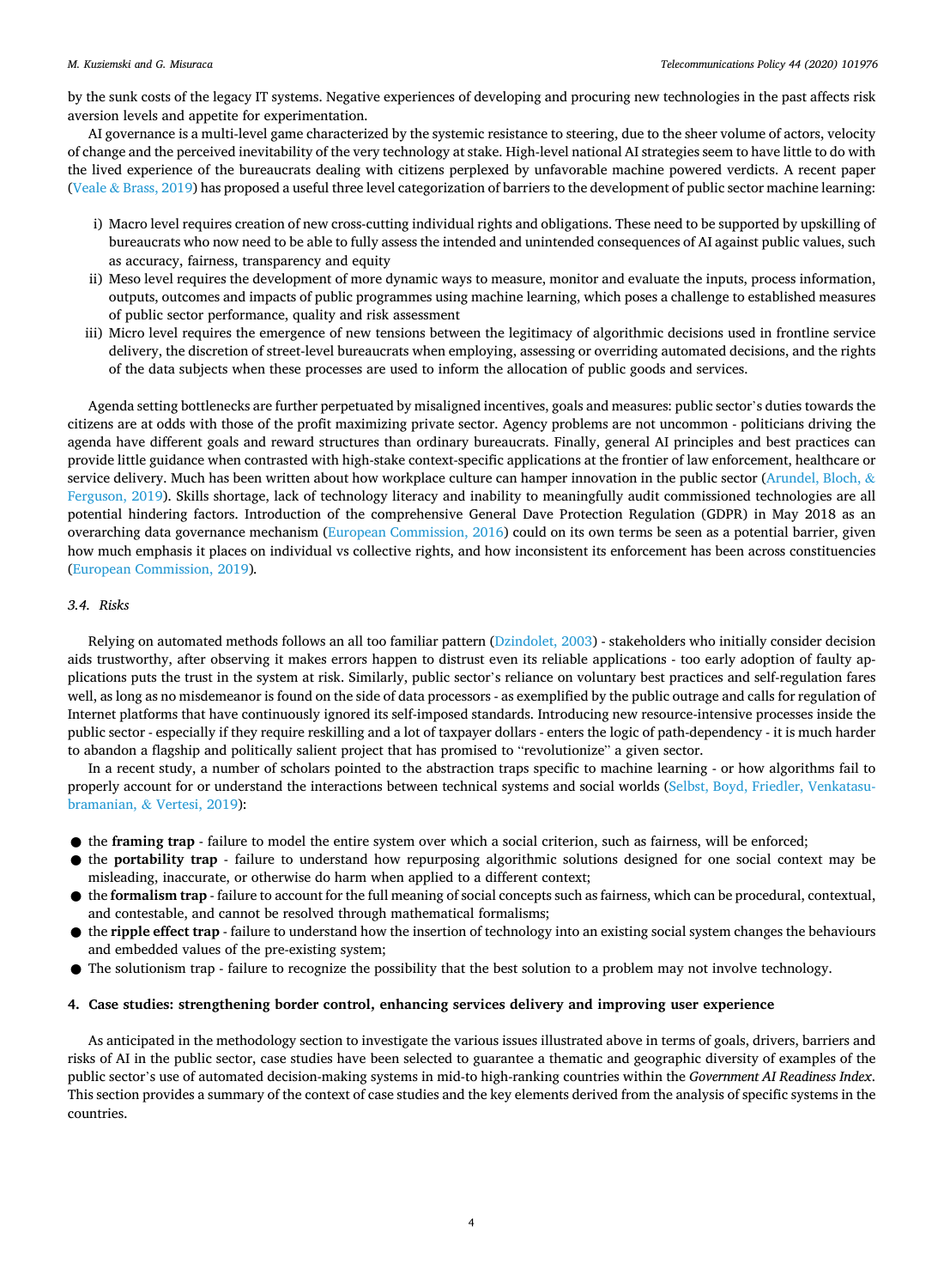by the sunk costs of the legacy IT systems. Negative experiences of developing and procuring new technologies in the past affects risk aversion levels and appetite for experimentation.

AI governance is a multi-level game characterized by the systemic resistance to steering, due to the sheer volume of actors, velocity of change and the perceived inevitability of the very technology at stake. High-level national AI strategies seem to have little to do with the lived experience of the bureaucrats dealing with citizens perplexed by unfavorable machine powered verdicts. A recent paper (Veale & Brass, 2019) has proposed a useful three level categorization of barriers to the development of public sector machine learning:

i) Macro level requires creation of new cross-cutting individual rights and obligations. These need to be supported by upskilling of bureaucrats who now need to be able to fully assess the intended and unintended consequences of AI against public values, such as accuracy, fairness, transparency and equity
ii) Meso level requires the development of more dynamic ways to measure, monitor and evaluate the inputs, process information, outputs, outcomes and impacts of public programmes using machine learning, which poses a challenge to established measures of public sector performance, quality and risk assessment
iii) Micro level requires the emergence of new tensions between the legitimacy of algorithmic decisions used in frontline service delivery, the discretion of street-level bureaucrats when employing, assessing or overriding automated decisions, and the rights of the data subjects when these processes are used to inform the allocation of public goods and services.

Agenda setting bottlenecks are further perpetuated by misaligned incentives, goals and measures: public sector's duties towards the citizens are at odds with those of the profit maximizing private sector. Agency problems are not uncommon - politicians driving the agenda have different goals and reward structures than ordinary bureaucrats. Finally, general AI principles and best practices can provide little guidance when contrasted with high-stake context-specific applications at the frontier of law enforcement, healthcare or service delivery. Much has been written about how workplace culture can hamper innovation in the public sector (Arundel, Bloch, & Ferguson, 2019). Skills shortage, lack of technology literacy and inability to meaningfully audit commissioned technologies are all potential hindering factors. Introduction of the comprehensive General Dave Protection Regulation (GDPR) in May 2018 as an overarching data governance mechanism (European Commission, 2016) could on its own terms be seen as a potential barrier, given how much emphasis it places on individual vs collective rights, and how inconsistent its enforcement has been across constituencies (European Commission, 2019).

### 3.4. Risks

Relying on automated methods follows an all too familiar pattern (Dzindolet, 2003) - stakeholders who initially consider decision aids trustworthy, after observing it makes errors happen to distrust even its reliable applications - too early adoption of faulty applications puts the trust in the system at risk. Similarly, public sector's reliance on voluntary best practices and self-regulation fares well, as long as no misdemeanor is found on the side of data processors - as exemplified by the public outrage and calls for regulation of Internet platforms that have continuously ignored its self-imposed standards. Introducing new resource-intensive processes inside the public sector - especially if they require reskilling and a lot of taxpayer dollars - enters the logic of path-dependency - it is much harder to abandon a flagship and politically salient project that has promised to "revolutionize" a given sector.

In a recent study, a number of scholars pointed to the abstraction traps specific to machine learning - or how algorithms fail to properly account for or understand the interactions between technical systems and social worlds (Selbst, Boyd, Friedler, Venkatasubramanian, & Vertesi, 2019):

- the **framing trap** - failure to model the entire system over which a social criterion, such as fairness, will be enforced;
- the **portability trap** - failure to understand how repurposing algorithmic solutions designed for one social context may be misleading, inaccurate, or otherwise do harm when applied to a different context;
- the **formalism trap** - failure to account for the full meaning of social concepts such as fairness, which can be procedural, contextual, and contestable, and cannot be resolved through mathematical formalisms;
- the **ripple effect trap** - failure to understand how the insertion of technology into an existing social system changes the behaviours and embedded values of the pre-existing system;
- The solutionism trap - failure to recognize the possibility that the best solution to a problem may not involve technology.

## 4. Case studies: strengthening border control, enhancing services delivery and improving user experience

As anticipated in the methodology section to investigate the various issues illustrated above in terms of goals, drivers, barriers and risks of AI in the public sector, case studies have been selected to guarantee a thematic and geographic diversity of examples of the public sector's use of automated decision-making systems in mid-to high-ranking countries within the *Government AI Readiness Index*. This section provides a summary of the context of case studies and the key elements derived from the analysis of specific systems in the countries.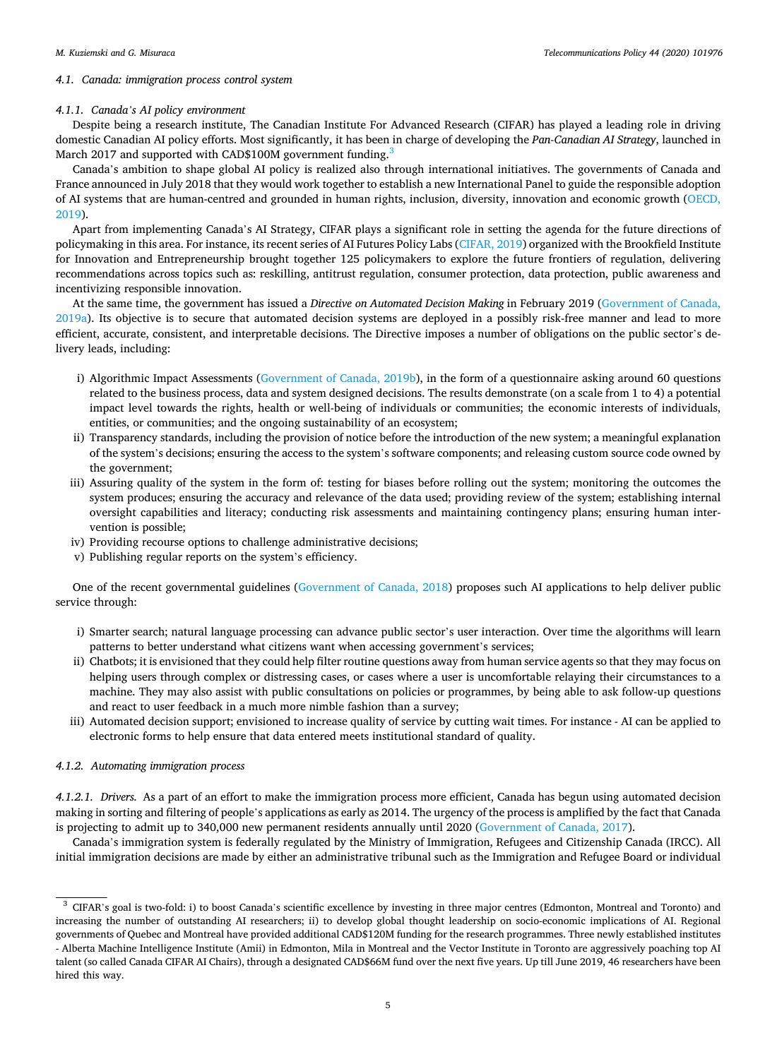### 4.1. Canada: immigration process control system

#### 4.1.1. Canada's AI policy environment

Despite being a research institute, The Canadian Institute For Advanced Research (CIFAR) has played a leading role in driving domestic Canadian AI policy efforts. Most significantly, it has been in charge of developing the *Pan-Canadian AI Strategy*, launched in March 2017 and supported with CAD$100M government funding.[3]

Canada's ambition to shape global AI policy is realized also through international initiatives. The governments of Canada and France announced in July 2018 that they would work together to establish a new International Panel to guide the responsible adoption of AI systems that are human-centred and grounded in human rights, inclusion, diversity, innovation and economic growth (OECD, 2019).

Apart from implementing Canada's AI Strategy, CIFAR plays a significant role in setting the agenda for the future directions of policymaking in this area. For instance, its recent series of AI Futures Policy Labs (CIFAR, 2019) organized with the Brookfield Institute for Innovation and Entrepreneurship brought together 125 policymakers to explore the future frontiers of regulation, delivering recommendations across topics such as: reskilling, antitrust regulation, consumer protection, data protection, public awareness and incentivizing responsible innovation.

At the same time, the government has issued a *Directive on Automated Decision Making* in February 2019 (Government of Canada, 2019a). Its objective is to secure that automated decision systems are deployed in a possibly risk-free manner and lead to more efficient, accurate, consistent, and interpretable decisions. The Directive imposes a number of obligations on the public sector's delivery leads, including:

- i) Algorithmic Impact Assessments (Government of Canada, 2019b), in the form of a questionnaire asking around 60 questions related to the business process, data and system designed decisions. The results demonstrate (on a scale from 1 to 4) a potential impact level towards the rights, health or well-being of individuals or communities; the economic interests of individuals, entities, or communities; and the ongoing sustainability of an ecosystem;
- ii) Transparency standards, including the provision of notice before the introduction of the new system; a meaningful explanation of the system's decisions; ensuring the access to the system's software components; and releasing custom source code owned by the government;
- iii) Assuring quality of the system in the form of: testing for biases before rolling out the system; monitoring the outcomes the system produces; ensuring the accuracy and relevance of the data used; providing review of the system; establishing internal oversight capabilities and literacy; conducting risk assessments and maintaining contingency plans; ensuring human intervention is possible;
- iv) Providing recourse options to challenge administrative decisions;
- v) Publishing regular reports on the system's efficiency.

One of the recent governmental guidelines (Government of Canada, 2018) proposes such AI applications to help deliver public service through:

- i) Smarter search; natural language processing can advance public sector's user interaction. Over time the algorithms will learn patterns to better understand what citizens want when accessing government's services;
- ii) Chatbots; it is envisioned that they could help filter routine questions away from human service agents so that they may focus on helping users through complex or distressing cases, or cases where a user is uncomfortable relaying their circumstances to a machine. They may also assist with public consultations on policies or programmes, by being able to ask follow-up questions and react to user feedback in a much more nimble fashion than a survey;
- iii) Automated decision support; envisioned to increase quality of service by cutting wait times. For instance - AI can be applied to electronic forms to help ensure that data entered meets institutional standard of quality.

#### 4.1.2. Automating immigration process

*4.1.2.1. Drivers.* As a part of an effort to make the immigration process more efficient, Canada has begun using automated decision making in sorting and filtering of people's applications as early as 2014. The urgency of the process is amplified by the fact that Canada is projecting to admit up to 340,000 new permanent residents annually until 2020 (Government of Canada, 2017).

Canada's immigration system is federally regulated by the Ministry of Immigration, Refugees and Citizenship Canada (IRCC). All initial immigration decisions are made by either an administrative tribunal such as the Immigration and Refugee Board or individual

---

[3] CIFAR's goal is two-fold: i) to boost Canada's scientific excellence by investing in three major centres (Edmonton, Montreal and Toronto) and increasing the number of outstanding AI researchers; ii) to develop global thought leadership on socio-economic implications of AI. Regional governments of Quebec and Montreal have provided additional CAD$120M funding for the research programmes. Three newly established institutes - Alberta Machine Intelligence Institute (Amii) in Edmonton, Mila in Montreal and the Vector Institute in Toronto are aggressively poaching top AI talent (so called Canada CIFAR AI Chairs), through a designated CAD$66M fund over the next five years. Up till June 2019, 46 researchers have been hired this way.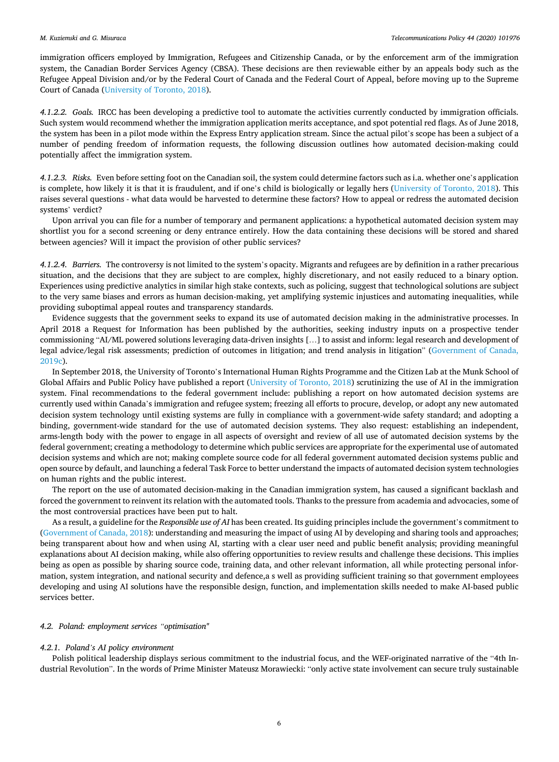immigration officers employed by Immigration, Refugees and Citizenship Canada, or by the enforcement arm of the immigration system, the Canadian Border Services Agency (CBSA). These decisions are then reviewable either by an appeals body such as the Refugee Appeal Division and/or by the Federal Court of Canada and the Federal Court of Appeal, before moving up to the Supreme Court of Canada (University of Toronto, 2018).

*4.1.2.2. Goals.* IRCC has been developing a predictive tool to automate the activities currently conducted by immigration officials. Such system would recommend whether the immigration application merits acceptance, and spot potential red flags. As of June 2018, the system has been in a pilot mode within the Express Entry application stream. Since the actual pilot's scope has been a subject of a number of pending freedom of information requests, the following discussion outlines how automated decision-making could potentially affect the immigration system.

*4.1.2.3. Risks.* Even before setting foot on the Canadian soil, the system could determine factors such as i.a. whether one's application is complete, how likely it is that it is fraudulent, and if one's child is biologically or legally hers (University of Toronto, 2018). This raises several questions - what data would be harvested to determine these factors? How to appeal or redress the automated decision systems' verdict?

Upon arrival you can file for a number of temporary and permanent applications: a hypothetical automated decision system may shortlist you for a second screening or deny entrance entirely. How the data containing these decisions will be stored and shared between agencies? Will it impact the provision of other public services?

*4.1.2.4. Barriers.* The controversy is not limited to the system's opacity. Migrants and refugees are by definition in a rather precarious situation, and the decisions that they are subject to are complex, highly discretionary, and not easily reduced to a binary option. Experiences using predictive analytics in similar high stake contexts, such as policing, suggest that technological solutions are subject to the very same biases and errors as human decision-making, yet amplifying systemic injustices and automating inequalities, while providing suboptimal appeal routes and transparency standards.

Evidence suggests that the government seeks to expand its use of automated decision making in the administrative processes. In April 2018 a Request for Information has been published by the authorities, seeking industry inputs on a prospective tender commissioning "AI/ML powered solutions leveraging data-driven insights […] to assist and inform: legal research and development of legal advice/legal risk assessments; prediction of outcomes in litigation; and trend analysis in litigation" (Government of Canada, 2019c).

In September 2018, the University of Toronto's International Human Rights Programme and the Citizen Lab at the Munk School of Global Affairs and Public Policy have published a report (University of Toronto, 2018) scrutinizing the use of AI in the immigration system. Final recommendations to the federal government include: publishing a report on how automated decision systems are currently used within Canada's immigration and refugee system; freezing all efforts to procure, develop, or adopt any new automated decision system technology until existing systems are fully in compliance with a government-wide safety standard; and adopting a binding, government-wide standard for the use of automated decision systems. They also request: establishing an independent, arms-length body with the power to engage in all aspects of oversight and review of all use of automated decision systems by the federal government; creating a methodology to determine which public services are appropriate for the experimental use of automated decision systems and which are not; making complete source code for all federal government automated decision systems public and open source by default, and launching a federal Task Force to better understand the impacts of automated decision system technologies on human rights and the public interest.

The report on the use of automated decision-making in the Canadian immigration system, has caused a significant backlash and forced the government to reinvent its relation with the automated tools. Thanks to the pressure from academia and advocacies, some of the most controversial practices have been put to halt.

As a result, a guideline for the *Responsible use of AI* has been created. Its guiding principles include the government's commitment to (Government of Canada, 2018): understanding and measuring the impact of using AI by developing and sharing tools and approaches; being transparent about how and when using AI, starting with a clear user need and public benefit analysis; providing meaningful explanations about AI decision making, while also offering opportunities to review results and challenge these decisions. This implies being as open as possible by sharing source code, training data, and other relevant information, all while protecting personal information, system integration, and national security and defence,a s well as providing sufficient training so that government employees developing and using AI solutions have the responsible design, function, and implementation skills needed to make AI-based public services better.

### *4.2. Poland: employment services "optimisation"*

#### *4.2.1. Poland's AI policy environment*

Polish political leadership displays serious commitment to the industrial focus, and the WEF-originated narrative of the "4th Industrial Revolution". In the words of Prime Minister Mateusz Morawiecki: "only active state involvement can secure truly sustainable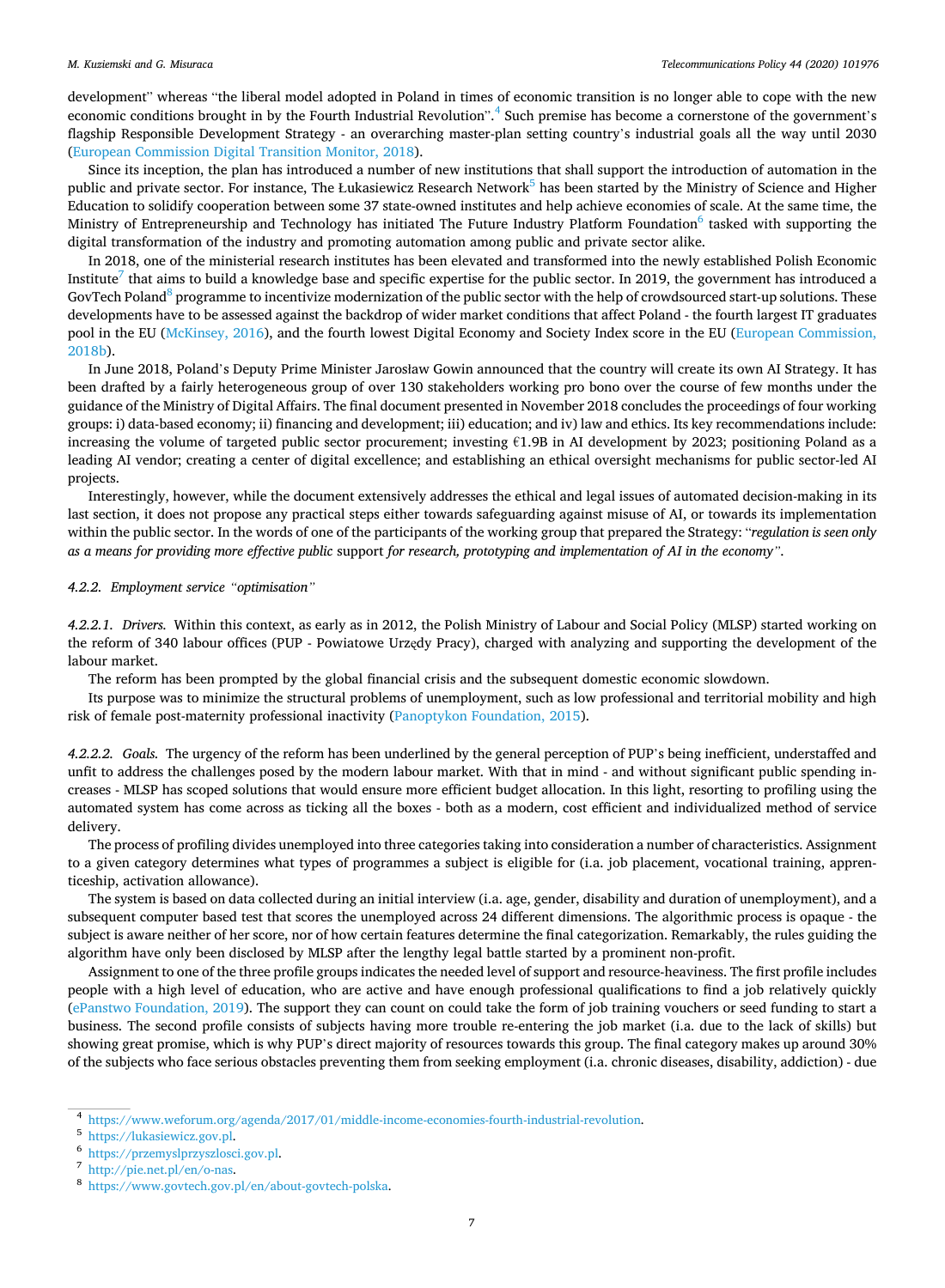development" whereas "the liberal model adopted in Poland in times of economic transition is no longer able to cope with the new economic conditions brought in by the Fourth Industrial Revolution".[4] Such premise has become a cornerstone of the government's flagship Responsible Development Strategy - an overarching master-plan setting country's industrial goals all the way until 2030 (European Commission Digital Transition Monitor, 2018).

Since its inception, the plan has introduced a number of new institutions that shall support the introduction of automation in the public and private sector. For instance, The Łukasiewicz Research Network[5] has been started by the Ministry of Science and Higher Education to solidify cooperation between some 37 state-owned institutes and help achieve economies of scale. At the same time, the Ministry of Entrepreneurship and Technology has initiated The Future Industry Platform Foundation[6] tasked with supporting the digital transformation of the industry and promoting automation among public and private sector alike.

In 2018, one of the ministerial research institutes has been elevated and transformed into the newly established Polish Economic Institute[7] that aims to build a knowledge base and specific expertise for the public sector. In 2019, the government has introduced a GovTech Poland[8] programme to incentivize modernization of the public sector with the help of crowdsourced start-up solutions. These developments have to be assessed against the backdrop of wider market conditions that affect Poland - the fourth largest IT graduates pool in the EU (McKinsey, 2016), and the fourth lowest Digital Economy and Society Index score in the EU (European Commission, 2018b).

In June 2018, Poland's Deputy Prime Minister Jarosław Gowin announced that the country will create its own AI Strategy. It has been drafted by a fairly heterogeneous group of over 130 stakeholders working pro bono over the course of few months under the guidance of the Ministry of Digital Affairs. The final document presented in November 2018 concludes the proceedings of four working groups: i) data-based economy; ii) financing and development; iii) education; and iv) law and ethics. Its key recommendations include: increasing the volume of targeted public sector procurement; investing €1.9B in AI development by 2023; positioning Poland as a leading AI vendor; creating a center of digital excellence; and establishing an ethical oversight mechanisms for public sector-led AI projects.

Interestingly, however, while the document extensively addresses the ethical and legal issues of automated decision-making in its last section, it does not propose any practical steps either towards safeguarding against misuse of AI, or towards its implementation within the public sector. In the words of one of the participants of the working group that prepared the Strategy: "*regulation is seen only as a means for providing more effective public* support *for research, prototyping and implementation of AI in the economy*".

#### *4.2.2. Employment service "optimisation"*

*4.2.2.1. Drivers.* Within this context, as early as in 2012, the Polish Ministry of Labour and Social Policy (MLSP) started working on the reform of 340 labour offices (PUP - Powiatowe Urzędy Pracy), charged with analyzing and supporting the development of the labour market.

The reform has been prompted by the global financial crisis and the subsequent domestic economic slowdown.

Its purpose was to minimize the structural problems of unemployment, such as low professional and territorial mobility and high risk of female post-maternity professional inactivity (Panoptykon Foundation, 2015).

*4.2.2.2. Goals.* The urgency of the reform has been underlined by the general perception of PUP's being inefficient, understaffed and unfit to address the challenges posed by the modern labour market. With that in mind - and without significant public spending increases - MLSP has scoped solutions that would ensure more efficient budget allocation. In this light, resorting to profiling using the automated system has come across as ticking all the boxes - both as a modern, cost efficient and individualized method of service delivery.

The process of profiling divides unemployed into three categories taking into consideration a number of characteristics. Assignment to a given category determines what types of programmes a subject is eligible for (i.a. job placement, vocational training, apprenticeship, activation allowance).

The system is based on data collected during an initial interview (i.a. age, gender, disability and duration of unemployment), and a subsequent computer based test that scores the unemployed across 24 different dimensions. The algorithmic process is opaque - the subject is aware neither of her score, nor of how certain features determine the final categorization. Remarkably, the rules guiding the algorithm have only been disclosed by MLSP after the lengthy legal battle started by a prominent non-profit.

Assignment to one of the three profile groups indicates the needed level of support and resource-heaviness. The first profile includes people with a high level of education, who are active and have enough professional qualifications to find a job relatively quickly (ePanstwo Foundation, 2019). The support they can count on could take the form of job training vouchers or seed funding to start a business. The second profile consists of subjects having more trouble re-entering the job market (i.a. due to the lack of skills) but showing great promise, which is why PUP's direct majority of resources towards this group. The final category makes up around 30% of the subjects who face serious obstacles preventing them from seeking employment (i.a. chronic diseases, disability, addiction) - due

---

[4] https://www.weforum.org/agenda/2017/01/middle-income-economies-fourth-industrial-revolution.

[5] https://lukasiewicz.gov.pl.

[6] https://przemyslprzyszlosci.gov.pl.

[7] http://pie.net.pl/en/o-nas.

[8] https://www.govtech.gov.pl/en/about-govtech-polska.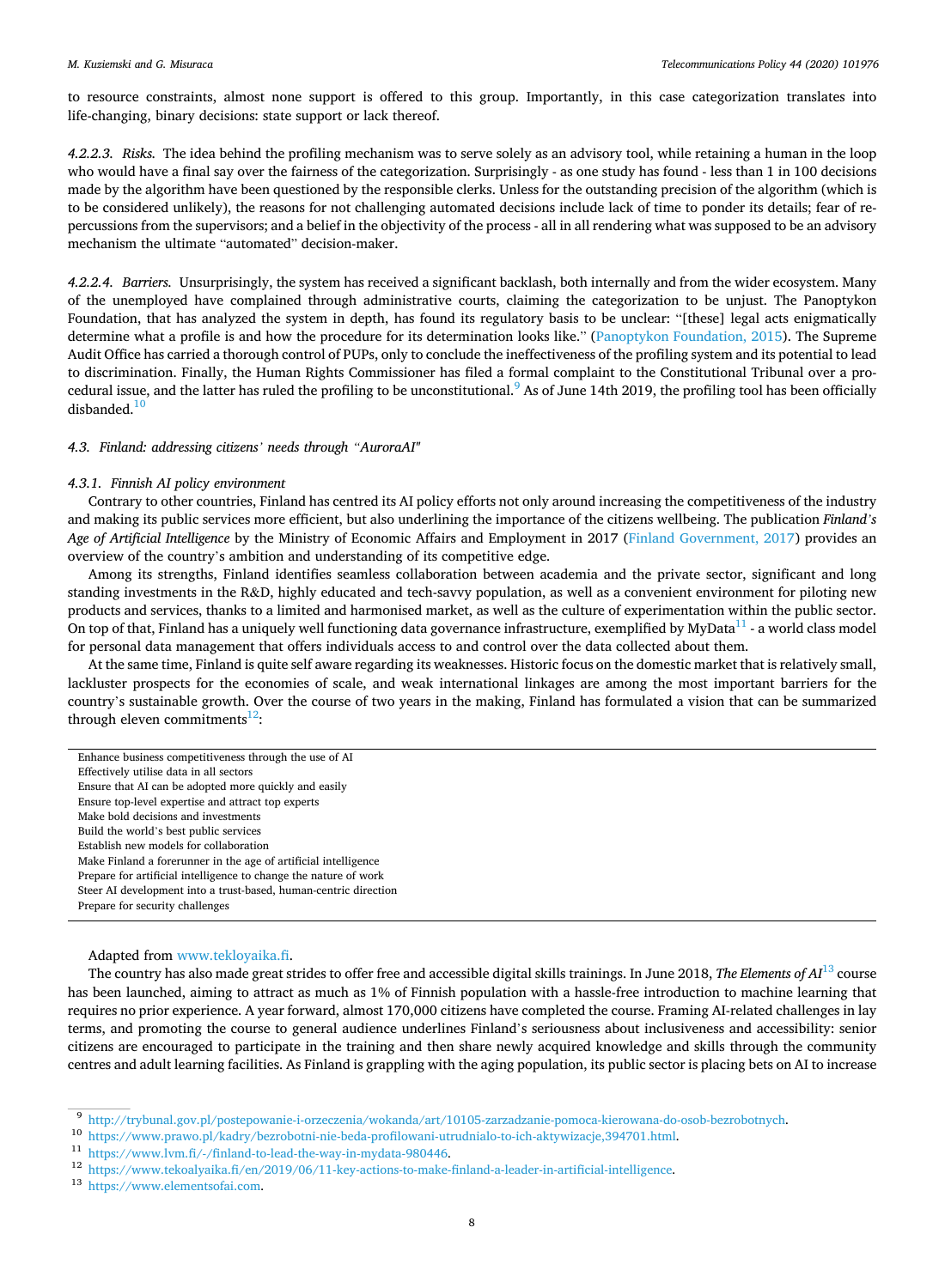to resource constraints, almost none support is offered to this group. Importantly, in this case categorization translates into life-changing, binary decisions: state support or lack thereof.

*4.2.2.3. Risks.* The idea behind the profiling mechanism was to serve solely as an advisory tool, while retaining a human in the loop who would have a final say over the fairness of the categorization. Surprisingly - as one study has found - less than 1 in 100 decisions made by the algorithm have been questioned by the responsible clerks. Unless for the outstanding precision of the algorithm (which is to be considered unlikely), the reasons for not challenging automated decisions include lack of time to ponder its details; fear of repercussions from the supervisors; and a belief in the objectivity of the process - all in all rendering what was supposed to be an advisory mechanism the ultimate "automated" decision-maker.

*4.2.2.4. Barriers.* Unsurprisingly, the system has received a significant backlash, both internally and from the wider ecosystem. Many of the unemployed have complained through administrative courts, claiming the categorization to be unjust. The Panoptykon Foundation, that has analyzed the system in depth, has found its regulatory basis to be unclear: "[these] legal acts enigmatically determine what a profile is and how the procedure for its determination looks like." (Panoptykon Foundation, 2015). The Supreme Audit Office has carried a thorough control of PUPs, only to conclude the ineffectiveness of the profiling system and its potential to lead to discrimination. Finally, the Human Rights Commissioner has filed a formal complaint to the Constitutional Tribunal over a procedural issue, and the latter has ruled the profiling to be unconstitutional.[9] As of June 14th 2019, the profiling tool has been officially disbanded.[10]

### 4.3. Finland: addressing citizens' needs through "AuroraAI"

#### 4.3.1. Finnish AI policy environment

Contrary to other countries, Finland has centred its AI policy efforts not only around increasing the competitiveness of the industry and making its public services more efficient, but also underlining the importance of the citizens wellbeing. The publication *Finland's Age of Artificial Intelligence* by the Ministry of Economic Affairs and Employment in 2017 (Finland Government, 2017) provides an overview of the country's ambition and understanding of its competitive edge.

Among its strengths, Finland identifies seamless collaboration between academia and the private sector, significant and long standing investments in the R&D, highly educated and tech-savvy population, as well as a convenient environment for piloting new products and services, thanks to a limited and harmonised market, as well as the culture of experimentation within the public sector. On top of that, Finland has a uniquely well functioning data governance infrastructure, exemplified by MyData[11] - a world class model for personal data management that offers individuals access to and control over the data collected about them.

At the same time, Finland is quite self aware regarding its weaknesses. Historic focus on the domestic market that is relatively small, lackluster prospects for the economies of scale, and weak international linkages are among the most important barriers for the country's sustainable growth. Over the course of two years in the making, Finland has formulated a vision that can be summarized through eleven commitments[12]:

|  |
|---|
| Enhance business competitiveness through the use of AI |
| Effectively utilise data in all sectors |
| Ensure that AI can be adopted more quickly and easily |
| Ensure top-level expertise and attract top experts |
| Make bold decisions and investments |
| Build the world's best public services |
| Establish new models for collaboration |
| Make Finland a forerunner in the age of artificial intelligence |
| Prepare for artificial intelligence to change the nature of work |
| Steer AI development into a trust-based, human-centric direction |
| Prepare for security challenges |

Adapted from www.tekloyaika.fi.

The country has also made great strides to offer free and accessible digital skills trainings. In June 2018, *The Elements of AI*[13] course has been launched, aiming to attract as much as 1% of Finnish population with a hassle-free introduction to machine learning that requires no prior experience. A year forward, almost 170,000 citizens have completed the course. Framing AI-related challenges in lay terms, and promoting the course to general audience underlines Finland's seriousness about inclusiveness and accessibility: senior citizens are encouraged to participate in the training and then share newly acquired knowledge and skills through the community centres and adult learning facilities. As Finland is grappling with the aging population, its public sector is placing bets on AI to increase

[9] http://trybunal.gov.pl/postepowanie-i-orzeczenia/wokanda/art/10105-zarzadzanie-pomoca-kierowana-do-osob-bezrobotnych.

[10] https://www.prawo.pl/kadry/bezrobotni-nie-beda-profilowani-utrudnialo-to-ich-aktywizacje,394701.html.

[11] https://www.lvm.fi/-/finland-to-lead-the-way-in-mydata-980446.

[12] https://www.tekoalyaika.fi/en/2019/06/11-key-actions-to-make-finland-a-leader-in-artificial-intelligence.

[13] https://www.elementsofai.com.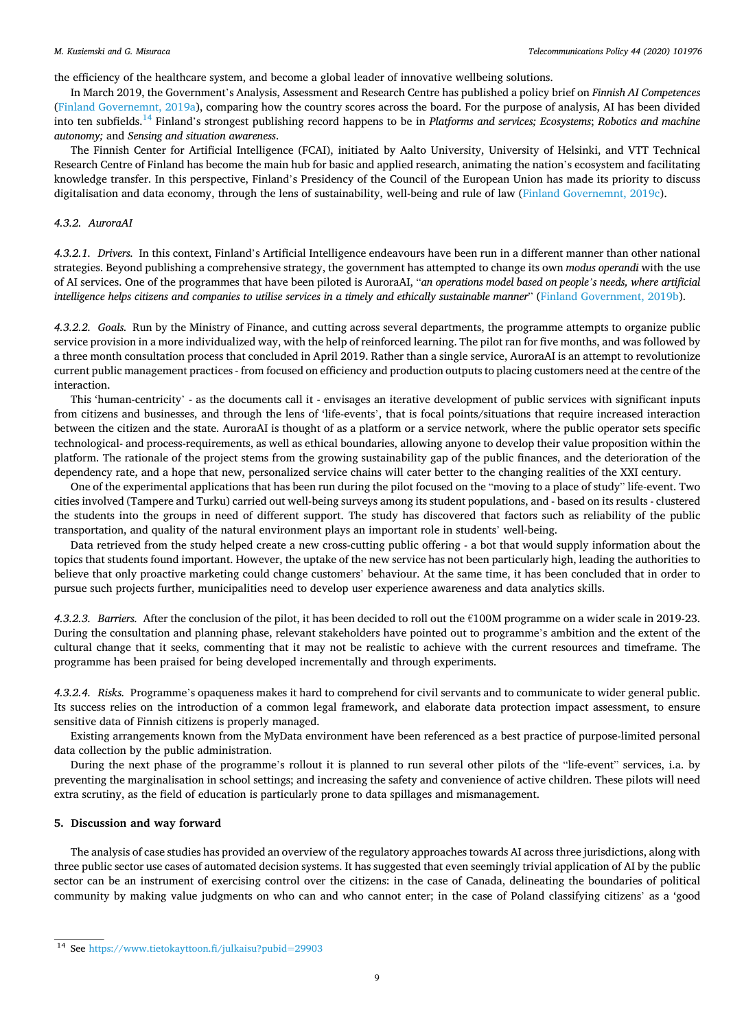the efficiency of the healthcare system, and become a global leader of innovative wellbeing solutions.

In March 2019, the Government's Analysis, Assessment and Research Centre has published a policy brief on *Finnish AI Competences* (Finland Governemnt, 2019a), comparing how the country scores across the board. For the purpose of analysis, AI has been divided into ten subfields.[14] Finland's strongest publishing record happens to be in *Platforms and services; Ecosystems*; *Robotics and machine autonomy;* and *Sensing and situation awareness*.

The Finnish Center for Artificial Intelligence (FCAI), initiated by Aalto University, University of Helsinki, and VTT Technical Research Centre of Finland has become the main hub for basic and applied research, animating the nation's ecosystem and facilitating knowledge transfer. In this perspective, Finland's Presidency of the Council of the European Union has made its priority to discuss digitalisation and data economy, through the lens of sustainability, well-being and rule of law (Finland Governemnt, 2019c).

#### *4.3.2. AuroraAI*

*4.3.2.1. Drivers.* In this context, Finland's Artificial Intelligence endeavours have been run in a different manner than other national strategies. Beyond publishing a comprehensive strategy, the government has attempted to change its own *modus operandi* with the use of AI services. One of the programmes that have been piloted is AuroraAI, "*an operations model based on people's needs, where artificial intelligence helps citizens and companies to utilise services in a timely and ethically sustainable manner*" (Finland Government, 2019b).

*4.3.2.2. Goals.* Run by the Ministry of Finance, and cutting across several departments, the programme attempts to organize public service provision in a more individualized way, with the help of reinforced learning. The pilot ran for five months, and was followed by a three month consultation process that concluded in April 2019. Rather than a single service, AuroraAI is an attempt to revolutionize current public management practices - from focused on efficiency and production outputs to placing customers need at the centre of the interaction.

This 'human-centricity' - as the documents call it - envisages an iterative development of public services with significant inputs from citizens and businesses, and through the lens of 'life-events', that is focal points/situations that require increased interaction between the citizen and the state. AuroraAI is thought of as a platform or a service network, where the public operator sets specific technological- and process-requirements, as well as ethical boundaries, allowing anyone to develop their value proposition within the platform. The rationale of the project stems from the growing sustainability gap of the public finances, and the deterioration of the dependency rate, and a hope that new, personalized service chains will cater better to the changing realities of the XXI century.

One of the experimental applications that has been run during the pilot focused on the "moving to a place of study" life-event. Two cities involved (Tampere and Turku) carried out well-being surveys among its student populations, and - based on its results - clustered the students into the groups in need of different support. The study has discovered that factors such as reliability of the public transportation, and quality of the natural environment plays an important role in students' well-being.

Data retrieved from the study helped create a new cross-cutting public offering - a bot that would supply information about the topics that students found important. However, the uptake of the new service has not been particularly high, leading the authorities to believe that only proactive marketing could change customers' behaviour. At the same time, it has been concluded that in order to pursue such projects further, municipalities need to develop user experience awareness and data analytics skills.

*4.3.2.3. Barriers.* After the conclusion of the pilot, it has been decided to roll out the €100M programme on a wider scale in 2019-23. During the consultation and planning phase, relevant stakeholders have pointed out to programme's ambition and the extent of the cultural change that it seeks, commenting that it may not be realistic to achieve with the current resources and timeframe. The programme has been praised for being developed incrementally and through experiments.

*4.3.2.4. Risks.* Programme's opaqueness makes it hard to comprehend for civil servants and to communicate to wider general public. Its success relies on the introduction of a common legal framework, and elaborate data protection impact assessment, to ensure sensitive data of Finnish citizens is properly managed.

Existing arrangements known from the MyData environment have been referenced as a best practice of purpose-limited personal data collection by the public administration.

During the next phase of the programme's rollout it is planned to run several other pilots of the "life-event" services, i.a. by preventing the marginalisation in school settings; and increasing the safety and convenience of active children. These pilots will need extra scrutiny, as the field of education is particularly prone to data spillages and mismanagement.

## 5. Discussion and way forward

The analysis of case studies has provided an overview of the regulatory approaches towards AI across three jurisdictions, along with three public sector use cases of automated decision systems. It has suggested that even seemingly trivial application of AI by the public sector can be an instrument of exercising control over the citizens: in the case of Canada, delineating the boundaries of political community by making value judgments on who can and who cannot enter; in the case of Poland classifying citizens' as a 'good

---

[14] See https://www.tietokayttoon.fi/julkaisu?pubid=29903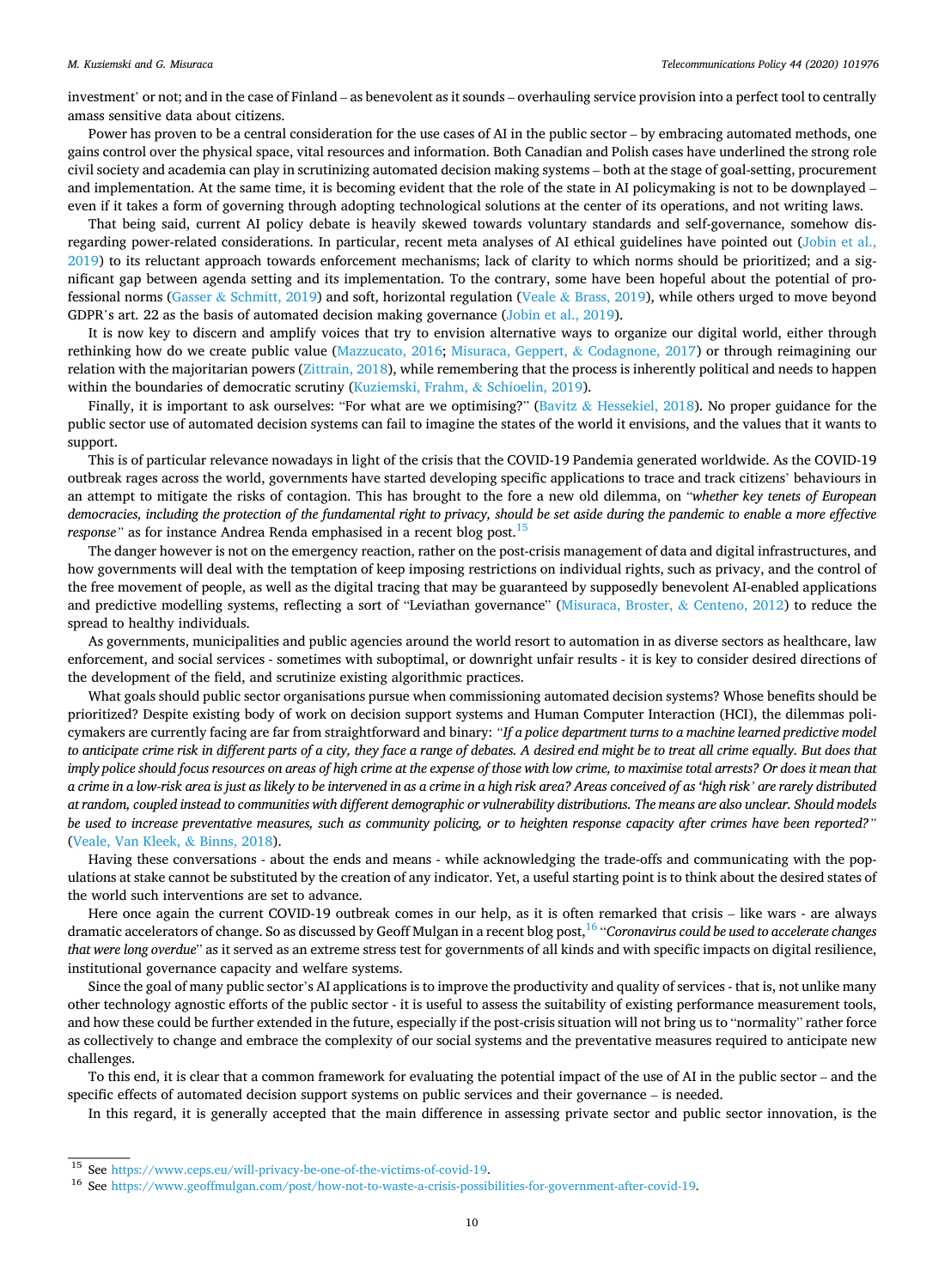investment' or not; and in the case of Finland – as benevolent as it sounds – overhauling service provision into a perfect tool to centrally amass sensitive data about citizens.

Power has proven to be a central consideration for the use cases of AI in the public sector – by embracing automated methods, one gains control over the physical space, vital resources and information. Both Canadian and Polish cases have underlined the strong role civil society and academia can play in scrutinizing automated decision making systems – both at the stage of goal-setting, procurement and implementation. At the same time, it is becoming evident that the role of the state in AI policymaking is not to be downplayed – even if it takes a form of governing through adopting technological solutions at the center of its operations, and not writing laws.

That being said, current AI policy debate is heavily skewed towards voluntary standards and self-governance, somehow disregarding power-related considerations. In particular, recent meta analyses of AI ethical guidelines have pointed out (Jobin et al., 2019) to its reluctant approach towards enforcement mechanisms; lack of clarity to which norms should be prioritized; and a significant gap between agenda setting and its implementation. To the contrary, some have been hopeful about the potential of professional norms (Gasser & Schmitt, 2019) and soft, horizontal regulation (Veale & Brass, 2019), while others urged to move beyond GDPR`s art. 22 as the basis of automated decision making governance (Jobin et al., 2019).

It is now key to discern and amplify voices that try to envision alternative ways to organize our digital world, either through rethinking how do we create public value (Mazzucato, 2016; Misuraca, Geppert, & Codagnone, 2017) or through reimagining our relation with the majoritarian powers (Zittrain, 2018), while remembering that the process is inherently political and needs to happen within the boundaries of democratic scrutiny (Kuziemski, Frahm, & Schioelin, 2019).

Finally, it is important to ask ourselves: "For what are we optimising?" (Bavitz & Hessekiel, 2018). No proper guidance for the public sector use of automated decision systems can fail to imagine the states of the world it envisions, and the values that it wants to support.

This is of particular relevance nowadays in light of the crisis that the COVID-19 Pandemia generated worldwide. As the COVID-19 outbreak rages across the world, governments have started developing specific applications to trace and track citizens' behaviours in an attempt to mitigate the risks of contagion. This has brought to the fore a new old dilemma, on "*whether key tenets of European democracies, including the protection of the fundamental right to privacy, should be set aside during the pandemic to enable a more effective response*" as for instance Andrea Renda emphasised in a recent blog post.[15]

The danger however is not on the emergency reaction, rather on the post-crisis management of data and digital infrastructures, and how governments will deal with the temptation of keep imposing restrictions on individual rights, such as privacy, and the control of the free movement of people, as well as the digital tracing that may be guaranteed by supposedly benevolent AI-enabled applications and predictive modelling systems, reflecting a sort of "Leviathan governance" (Misuraca, Broster, & Centeno, 2012) to reduce the spread to healthy individuals.

As governments, municipalities and public agencies around the world resort to automation in as diverse sectors as healthcare, law enforcement, and social services - sometimes with suboptimal, or downright unfair results - it is key to consider desired directions of the development of the field, and scrutinize existing algorithmic practices.

What goals should public sector organisations pursue when commissioning automated decision systems? Whose benefits should be prioritized? Despite existing body of work on decision support systems and Human Computer Interaction (HCI), the dilemmas policymakers are currently facing are far from straightforward and binary: *"If a police department turns to a machine learned predictive model to anticipate crime risk in different parts of a city, they face a range of debates. A desired end might be to treat all crime equally. But does that imply police should focus resources on areas of high crime at the expense of those with low crime, to maximise total arrests? Or does it mean that a crime in a low-risk area is just as likely to be intervened in as a crime in a high risk area? Areas conceived of as 'high risk' are rarely distributed at random, coupled instead to communities with different demographic or vulnerability distributions. The means are also unclear. Should models be used to increase preventative measures, such as community policing, or to heighten response capacity after crimes have been reported?"* (Veale, Van Kleek, & Binns, 2018).

Having these conversations - about the ends and means - while acknowledging the trade-offs and communicating with the populations at stake cannot be substituted by the creation of any indicator. Yet, a useful starting point is to think about the desired states of the world such interventions are set to advance.

Here once again the current COVID-19 outbreak comes in our help, as it is often remarked that crisis – like wars - are always dramatic accelerators of change. So as discussed by Geoff Mulgan in a recent blog post,[16] "*Coronavirus could be used to accelerate changes that were long overdue*" as it served as an extreme stress test for governments of all kinds and with specific impacts on digital resilience, institutional governance capacity and welfare systems.

Since the goal of many public sector's AI applications is to improve the productivity and quality of services - that is, not unlike many other technology agnostic efforts of the public sector - it is useful to assess the suitability of existing performance measurement tools, and how these could be further extended in the future, especially if the post-crisis situation will not bring us to "normality" rather force as collectively to change and embrace the complexity of our social systems and the preventative measures required to anticipate new challenges.

To this end, it is clear that a common framework for evaluating the potential impact of the use of AI in the public sector – and the specific effects of automated decision support systems on public services and their governance – is needed.

In this regard, it is generally accepted that the main difference in assessing private sector and public sector innovation, is the

[15] See https://www.ceps.eu/will-privacy-be-one-of-the-victims-of-covid-19.

[16] See https://www.geoffmulgan.com/post/how-not-to-waste-a-crisis-possibilities-for-government-after-covid-19.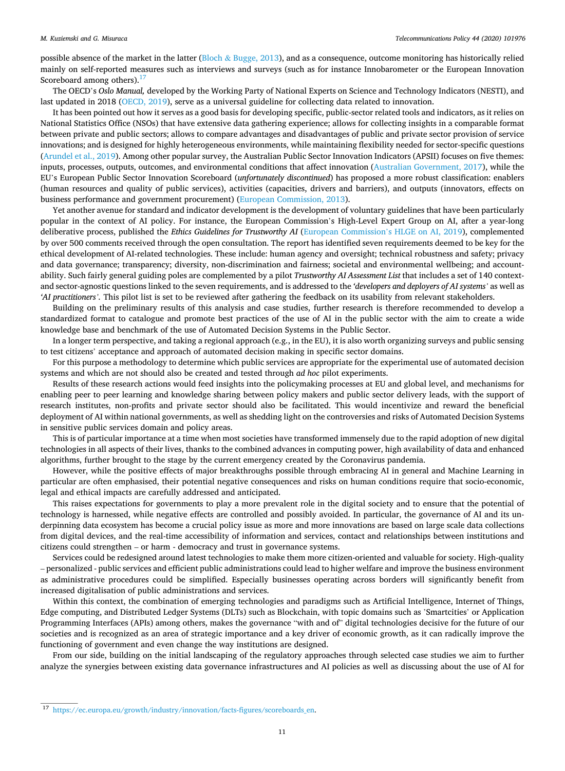possible absence of the market in the latter (Bloch & Bugge, 2013), and as a consequence, outcome monitoring has historically relied mainly on self-reported measures such as interviews and surveys (such as for instance Innobarometer or the European Innovation Scoreboard among others).[17]

The OECD's *Oslo Manual,* developed by the Working Party of National Experts on Science and Technology Indicators (NESTI), and last updated in 2018 (OECD, 2019), serve as a universal guideline for collecting data related to innovation.

It has been pointed out how it serves as a good basis for developing specific, public-sector related tools and indicators, as it relies on National Statistics Office (NSOs) that have extensive data gathering experience; allows for collecting insights in a comparable format between private and public sectors; allows to compare advantages and disadvantages of public and private sector provision of service innovations; and is designed for highly heterogeneous environments, while maintaining flexibility needed for sector-specific questions (Arundel et al., 2019). Among other popular survey, the Australian Public Sector Innovation Indicators (APSII) focuses on five themes: inputs, processes, outputs, outcomes, and environmental conditions that affect innovation (Australian Government, 2017), while the EU's European Public Sector Innovation Scoreboard (*unfortunately discontinued*) has proposed a more robust classification: enablers (human resources and quality of public services), activities (capacities, drivers and barriers), and outputs (innovators, effects on business performance and government procurement) (European Commission, 2013).

Yet another avenue for standard and indicator development is the development of voluntary guidelines that have been particularly popular in the context of AI policy. For instance, the European Commission's High-Level Expert Group on AI, after a year-long deliberative process, published the *Ethics Guidelines for Trustworthy AI* (European Commission's HLGE on AI, 2019), complemented by over 500 comments received through the open consultation. The report has identified seven requirements deemed to be key for the ethical development of AI-related technologies. These include: human agency and oversight; technical robustness and safety; privacy and data governance; transparency; diversity, non-discrimination and fairness; societal and environmental wellbeing; and accountability. Such fairly general guiding poles are complemented by a pilot *Trustworthy AI Assessment List* that includes a set of 140 context- and sector-agnostic questions linked to the seven requirements, and is addressed to the *'developers and deployers of AI systems'* as well as *'AI practitioners'*. This pilot list is set to be reviewed after gathering the feedback on its usability from relevant stakeholders.

Building on the preliminary results of this analysis and case studies, further research is therefore recommended to develop a standardized format to catalogue and promote best practices of the use of AI in the public sector with the aim to create a wide knowledge base and benchmark of the use of Automated Decision Systems in the Public Sector.

In a longer term perspective, and taking a regional approach (e.g., in the EU), it is also worth organizing surveys and public sensing to test citizens' acceptance and approach of automated decision making in specific sector domains.

For this purpose a methodology to determine which public services are appropriate for the experimental use of automated decision systems and which are not should also be created and tested through *ad hoc* pilot experiments.

Results of these research actions would feed insights into the policymaking processes at EU and global level, and mechanisms for enabling peer to peer learning and knowledge sharing between policy makers and public sector delivery leads, with the support of research institutes, non-profits and private sector should also be facilitated. This would incentivize and reward the beneficial deployment of AI within national governments, as well as shedding light on the controversies and risks of Automated Decision Systems in sensitive public services domain and policy areas.

This is of particular importance at a time when most societies have transformed immensely due to the rapid adoption of new digital technologies in all aspects of their lives, thanks to the combined advances in computing power, high availability of data and enhanced algorithms, further brought to the stage by the current emergency created by the Coronavirus pandemia.

However, while the positive effects of major breakthroughs possible through embracing AI in general and Machine Learning in particular are often emphasised, their potential negative consequences and risks on human conditions require that socio-economic, legal and ethical impacts are carefully addressed and anticipated.

This raises expectations for governments to play a more prevalent role in the digital society and to ensure that the potential of technology is harnessed, while negative effects are controlled and possibly avoided. In particular, the governance of AI and its underpinning data ecosystem has become a crucial policy issue as more and more innovations are based on large scale data collections from digital devices, and the real-time accessibility of information and services, contact and relationships between institutions and citizens could strengthen – or harm - democracy and trust in governance systems.

Services could be redesigned around latest technologies to make them more citizen-oriented and valuable for society. High-quality – personalized - public services and efficient public administrations could lead to higher welfare and improve the business environment as administrative procedures could be simplified. Especially businesses operating across borders will significantly benefit from increased digitalisation of public administrations and services.

Within this context, the combination of emerging technologies and paradigms such as Artificial Intelligence, Internet of Things, Edge computing, and Distributed Ledger Systems (DLTs) such as Blockchain, with topic domains such as 'Smartcities' or Application Programming Interfaces (APIs) among others, makes the governance "with and of" digital technologies decisive for the future of our societies and is recognized as an area of strategic importance and a key driver of economic growth, as it can radically improve the functioning of government and even change the way institutions are designed.

From our side, building on the initial landscaping of the regulatory approaches through selected case studies we aim to further analyze the synergies between existing data governance infrastructures and AI policies as well as discussing about the use of AI for

[17] https://ec.europa.eu/growth/industry/innovation/facts-figures/scoreboards_en.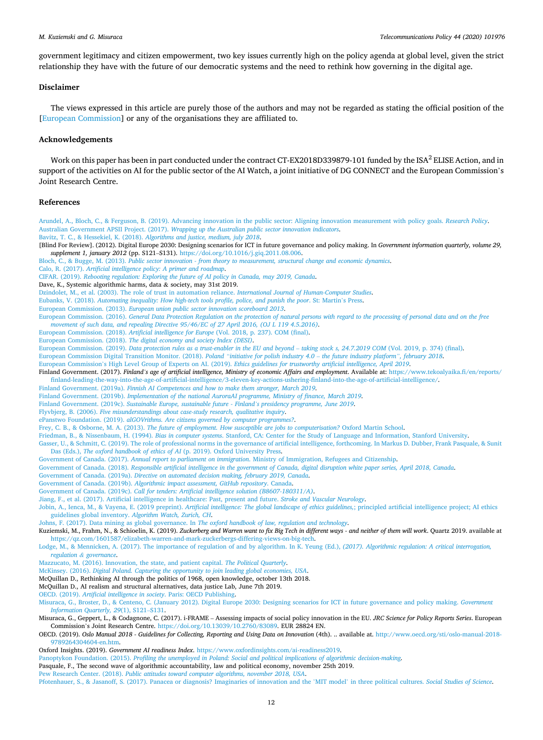government legitimacy and citizen empowerment, two key issues currently high on the policy agenda at global level, given the strict relationship they have with the future of our democratic systems and the need to rethink how governing in the digital age.

## Disclaimer

The views expressed in this article are purely those of the authors and may not be regarded as stating the official position of the [European Commission] or any of the organisations they are affiliated to.

## Acknowledgements

Work on this paper has been in part conducted under the contract CT-EX2018D339879-101 funded by the ISA$^2$ ELISE Action, and in support of the activities on AI for the public sector of the AI Watch, a joint initiative of DG CONNECT and the European Commission's Joint Research Centre.

## References

Arundel, A., Bloch, C., & Ferguson, B. (2019). Advancing innovation in the public sector: Aligning innovation measurement with policy goals. *Research Policy*.

Australian Government APSII Project. (2017). *Wrapping up the Australian public sector innovation indicators*.

Bavitz, T. C., & Hessekiel, K. (2018). *Algorithms and justice, medium, july 2018*.

[Blind For Review]. (2012). Digital Europe 2030: Designing scenarios for ICT in future governance and policy making. In *Government information quarterly, volume 29, supplement 1, january 2012* (pp. S121–S131). https://doi.org/10.1016/j.giq.2011.08.006.

Bloch, C., & Bugge, M. (2013). *Public sector innovation - from theory to measurement, structural change and economic dynamics*.

Calo, R. (2017). *Artificial intelligence policy: A primer and roadmap*.

CIFAR. (2019). *Rebooting regulation: Exploring the future of AI policy in Canada, may 2019, Canada*.

Dave, K., Systemic algorithmic harms, data & society, may 31st 2019.

Dzindolet, M., et al. (2003). The role of trust in automation reliance. *International Journal of Human-Computer Studies*.

Eubanks, V. (2018). *Automating inequality: How high-tech tools profile, police, and punish the poor*. St: Martin's Press.

European Commission. (2013). *European union public sector innovation scoreboard 2013*.

European Commission. (2016). *General Data Protection Regulation on the protection of natural persons with regard to the processing of personal data and on the free movement of such data, and repealing Directive 95/46/EC of 27 April 2016, (OJ L 119 4.5.2016)*.

European Commission. (2018). *Artificial intelligence for Europe* (Vol. 2018, p. 237). COM (final).

European Commission. (2018). *The digital economy and society Index (DESI)*.

European Commission. (2019). *Data protection rules as a trust-enabler in the EU and beyond – taking stock s, 24.7.2019 COM* (Vol. 2019, p. 374) (final).

European Commission Digital Transition Monitor. (2018). *Poland "initiative for polish industry 4.0 – the future industry platform", february 2018*.

European Commission's High Level Group of Experts on AI. (2019). *Ethics guidelines for trustworthy artificial intelligence, April 2019*.

Finland Government. (2017). *Finland's age of artificial intelligence, Ministry of economic Affairs and employment*. Available at: https://www.tekoalyaika.fi/en/reports/finland-leading-the-way-into-the-age-of-artificial-intelligence/3-eleven-key-actions-ushering-finland-into-the-age-of-artificial-intelligence/.

Finland Government. (2019a). *Finnish AI Competences and how to make them stronger, March 2019*.

Finland Government. (2019b). *Implementation of the national AuroraAI programme, Ministry of finance, March 2019*.

Finland Government. (2019c). *Sustainable Europe, sustainable future - Finland's presidency programme, June 2019*.

Flyvbjerg, B. (2006). *Five misunderstandings about case-study research, qualitative inquiry*.

ePanstwo Foundation. (2019). *alGOVrithms. Are citizens governed by computer programmes?*.

Frey, C. B., & Osborne, M. A. (2013). *The future of employment. How susceptible are jobs to computerisation?* Oxford Martin School.

Friedman, B., & Nissenbaum, H. (1994). *Bias in computer systems*. Stanford, CA: Center for the Study of Language and Information, Stanford University.

Gasser, U., & Schmitt, C. (2019). The role of professional norms in the governance of artificial intelligence, forthcoming. In Markus D. Dubber, Frank Pasquale, & Sunit Das (Eds.), *The oxford handbook of ethics of AI* (p. 2019). Oxford University Press.

Government of Canada. (2017). *Annual report to parliament on immigration*. Ministry of Immigration, Refugees and Citizenship.

Government of Canada. (2018). *Responsible artificial intelligence in the government of Canada, digital disruption white paper series, April 2018, Canada*.

Government of Canada. (2019a). *Directive on automated decision making, february 2019, Canada*.

Government of Canada. (2019b). *Algorithmic impact assessment, GitHub repository*. Canada.

Government of Canada. (2019c). *Call for tenders: Artificial intelligence solution (B8607-180311/A)*.

Jiang, F., et al. (2017). Artificial intelligence in healthcare: Past, present and future. *Stroke and Vascular Neurology*.

Jobin, A., Ienca, M., & Vayena, E. (2019 preprint). *Artificial intelligence: The global landscape of ethics guidelines,*; principled artificial intelligence project; AI ethics guidelines global inventory. *Algorithm Watch, Zurich, CH*.

Johns, F. (2017). Data mining as global governance. In *The oxford handbook of law, regulation and technology*.

Kuziemski, M., Frahm, N., & Schioelin, K. (2019). *Zuckerberg and Warren want to fix Big Tech in different ways - and neither of them will work*. Quartz 2019. available at https://qz.com/1601587/elizabeth-warren-and-mark-zuckerbergs-differing-views-on-big-tech.

Lodge, M., & Mennicken, A. (2017). The importance of regulation of and by algorithm. In K. Yeung (Ed.), *(2017). Algorithmic regulation: A critical interrogation, regulation & governance*.

Mazzucato, M. (2016). Innovation, the state, and patient capital. *The Political Quarterly*.

McKinsey. (2016). *Digital Poland. Capturing the opportunity to join leading global economies, USA*.

McQuillan D., Rethinking AI through the politics of 1968, open knowledge, october 13th 2018.

McQuillan D., AI realism and structural alternatives, data justice Lab, June 7th 2019.

OECD. (2019). *Artificial intelligence in society*. Paris: OECD Publishing.

Misuraca, G., Broster, D., & Centeno, C. (January 2012). Digital Europe 2030: Designing scenarios for ICT in future governance and policy making. *Government Information Quarterly, 29*(1), S121–S131.

Misuraca, G., Geppert, L., & Codagnone, C. (2017). i-FRAME – Assessing impacts of social policy innovation in the EU. *JRC Science for Policy Reports Series*. European Commission's Joint Research Centre. https://doi.org/10.13039/10.2760/83089. EUR 28824 EN.

OECD. (2019). *Oslo Manual 2018 - Guidelines for Collecting, Reporting and Using Data on Innovation* (4th). .. available at. http://www.oecd.org/sti/oslo-manual-2018-9789264304604-en.htm.

Oxford Insights. (2019). *Government AI readiness Index*. https://www.oxfordinsights.com/ai-readiness2019.

Panoptykon Foundation. (2015). *Profiling the unemployed in Poland: Social and political implications of algorithmic decision-making*.

Pasquale, F., The second wave of algorithmic accountability, law and political economy, november 25th 2019.

Pew Research Center. (2018). *Public attitudes toward computer algorithms, november 2018, USA*.

Pfotenhauer, S., & Jasanoff, S. (2017). Panacea or diagnosis? Imaginaries of innovation and the 'MIT model' in three political cultures. *Social Studies of Science*.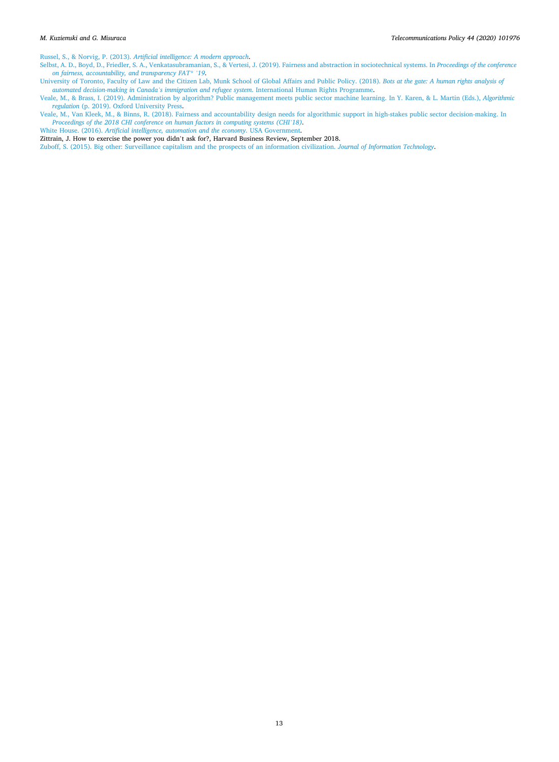Russel, S., & Norvig, P. (2013). *Artificial intelligence: A modern approach*.

Selbst, A. D., Boyd, D., Friedler, S. A., Venkatasubramanian, S., & Vertesi, J. (2019). Fairness and abstraction in sociotechnical systems. In *Proceedings of the conference on fairness, accountability, and transparency FAT* '19*.

University of Toronto, Faculty of Law and the Citizen Lab, Munk School of Global Affairs and Public Policy. (2018). *Bots at the gate: A human rights analysis of automated decision-making in Canada's immigration and refugee system*. International Human Rights Programme.

Veale, M., & Brass, I. (2019). Administration by algorithm? Public management meets public sector machine learning. In Y. Karen, & L. Martin (Eds.), *Algorithmic regulation* (p. 2019). Oxford University Press.

Veale, M., Van Kleek, M., & Binns, R. (2018). Fairness and accountability design needs for algorithmic support in high-stakes public sector decision-making. In *Proceedings of the 2018 CHI conference on human factors in computing systems (CHI'18)*.

White House. (2016). *Artificial intelligence, automation and the economy*. USA Government.

Zittrain, J. How to exercise the power you didn't ask for?, Harvard Business Review, September 2018.

Zuboff, S. (2015). Big other: Surveillance capitalism and the prospects of an information civilization. *Journal of Information Technology*.